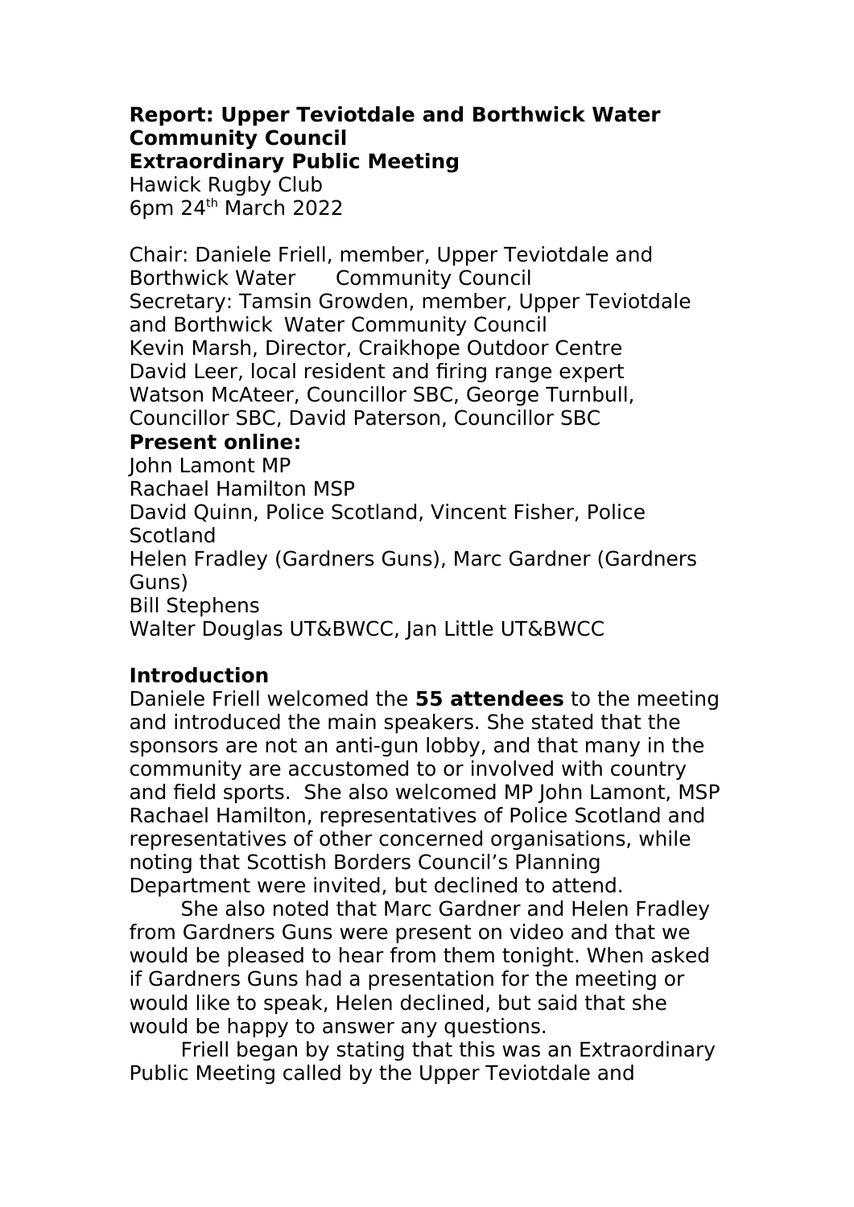**Report: Upper Teviotdale and Borthwick Water Community Council**
**Extraordinary Public Meeting**
Hawick Rugby Club
6pm 24th March 2022

Chair: Daniele Friell, member, Upper Teviotdale and Borthwick Water Community Council
Secretary: Tamsin Growden, member, Upper Teviotdale and Borthwick Water Community Council
Kevin Marsh, Director, Craikhope Outdoor Centre
David Leer, local resident and firing range expert
Watson McAteer, Councillor SBC, George Turnbull, Councillor SBC, David Paterson, Councillor SBC

**Present online:**
John Lamont MP
Rachael Hamilton MSP
David Quinn, Police Scotland, Vincent Fisher, Police Scotland
Helen Fradley (Gardners Guns), Marc Gardner (Gardners Guns)
Bill Stephens
Walter Douglas UT&BWCC, Jan Little UT&BWCC

**Introduction**

Daniele Friell welcomed the **55 attendees** to the meeting and introduced the main speakers. She stated that the sponsors are not an anti-gun lobby, and that many in the community are accustomed to or involved with country and field sports. She also welcomed MP John Lamont, MSP Rachael Hamilton, representatives of Police Scotland and representatives of other concerned organisations, while noting that Scottish Borders Council's Planning Department were invited, but declined to attend.

She also noted that Marc Gardner and Helen Fradley from Gardners Guns were present on video and that we would be pleased to hear from them tonight. When asked if Gardners Guns had a presentation for the meeting or would like to speak, Helen declined, but said that she would be happy to answer any questions.

Friell began by stating that this was an Extraordinary Public Meeting called by the Upper Teviotdale and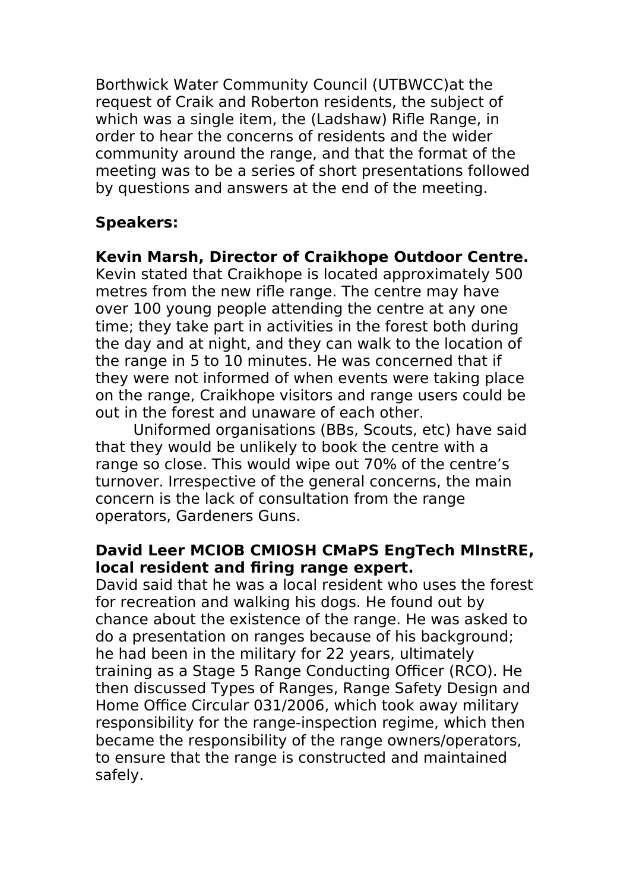Borthwick Water Community Council (UTBWCC)at the request of Craik and Roberton residents, the subject of which was a single item, the (Ladshaw) Rifle Range, in order to hear the concerns of residents and the wider community around the range, and that the format of the meeting was to be a series of short presentations followed by questions and answers at the end of the meeting.

**Speakers:**

**Kevin Marsh, Director of Craikhope Outdoor Centre.**
Kevin stated that Craikhope is located approximately 500 metres from the new rifle range. The centre may have over 100 young people attending the centre at any one time; they take part in activities in the forest both during the day and at night, and they can walk to the location of the range in 5 to 10 minutes. He was concerned that if they were not informed of when events were taking place on the range, Craikhope visitors and range users could be out in the forest and unaware of each other.

Uniformed organisations (BBs, Scouts, etc) have said that they would be unlikely to book the centre with a range so close. This would wipe out 70% of the centre's turnover. Irrespective of the general concerns, the main concern is the lack of consultation from the range operators, Gardeners Guns.

**David Leer MCIOB CMIOSH CMaPS EngTech MInstRE, local resident and firing range expert.**
David said that he was a local resident who uses the forest for recreation and walking his dogs. He found out by chance about the existence of the range. He was asked to do a presentation on ranges because of his background; he had been in the military for 22 years, ultimately training as a Stage 5 Range Conducting Officer (RCO). He then discussed Types of Ranges, Range Safety Design and Home Office Circular 031/2006, which took away military responsibility for the range-inspection regime, which then became the responsibility of the range owners/operators, to ensure that the range is constructed and maintained safely.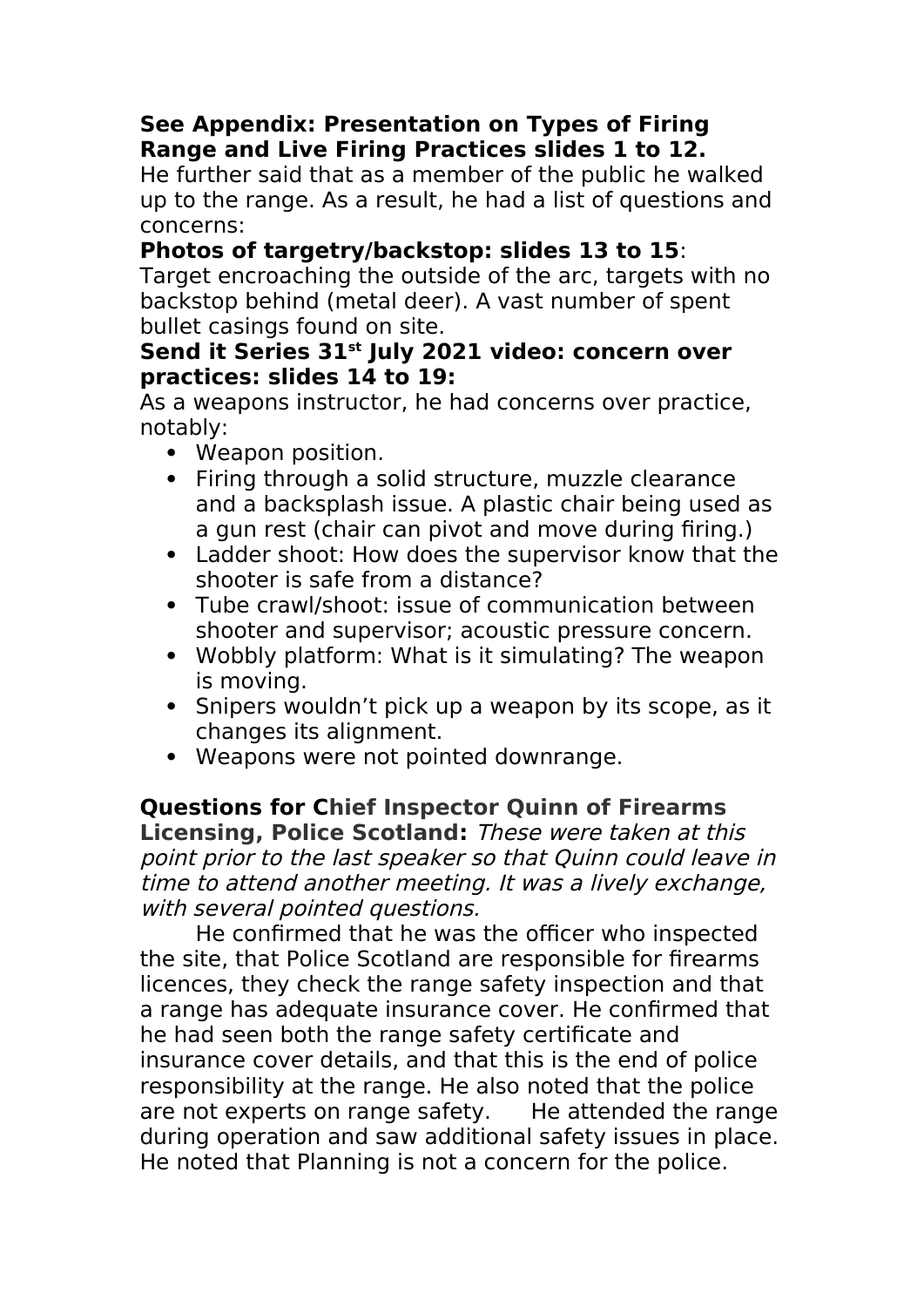**See Appendix: Presentation on Types of Firing Range and Live Firing Practices slides 1 to 12.**
He further said that as a member of the public he walked up to the range. As a result, he had a list of questions and concerns:

**Photos of targetry/backstop: slides 13 to 15**:
Target encroaching the outside of the arc, targets with no backstop behind (metal deer). A vast number of spent bullet casings found on site.

**Send it Series 31st July 2021 video: concern over practices: slides 14 to 19:**
As a weapons instructor, he had concerns over practice, notably:

- Weapon position.
- Firing through a solid structure, muzzle clearance and a backsplash issue. A plastic chair being used as a gun rest (chair can pivot and move during firing.)
- Ladder shoot: How does the supervisor know that the shooter is safe from a distance?
- Tube crawl/shoot: issue of communication between shooter and supervisor; acoustic pressure concern.
- Wobbly platform: What is it simulating? The weapon is moving.
- Snipers wouldn't pick up a weapon by its scope, as it changes its alignment.
- Weapons were not pointed downrange.

**Questions for Chief Inspector Quinn of Firearms Licensing, Police Scotland:** *These were taken at this point prior to the last speaker so that Quinn could leave in time to attend another meeting. It was a lively exchange, with several pointed questions.*

He confirmed that he was the officer who inspected the site, that Police Scotland are responsible for firearms licences, they check the range safety inspection and that a range has adequate insurance cover. He confirmed that he had seen both the range safety certificate and insurance cover details, and that this is the end of police responsibility at the range. He also noted that the police are not experts on range safety. He attended the range during operation and saw additional safety issues in place. He noted that Planning is not a concern for the police.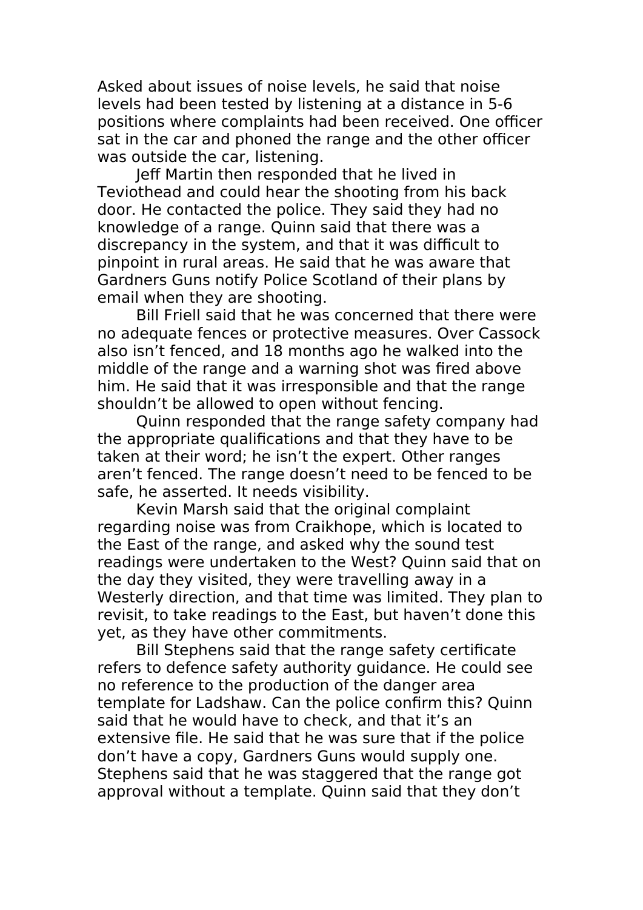Asked about issues of noise levels, he said that noise levels had been tested by listening at a distance in 5-6 positions where complaints had been received. One officer sat in the car and phoned the range and the other officer was outside the car, listening.

Jeff Martin then responded that he lived in Teviothead and could hear the shooting from his back door. He contacted the police. They said they had no knowledge of a range. Quinn said that there was a discrepancy in the system, and that it was difficult to pinpoint in rural areas. He said that he was aware that Gardners Guns notify Police Scotland of their plans by email when they are shooting.

Bill Friell said that he was concerned that there were no adequate fences or protective measures. Over Cassock also isn't fenced, and 18 months ago he walked into the middle of the range and a warning shot was fired above him. He said that it was irresponsible and that the range shouldn't be allowed to open without fencing.

Quinn responded that the range safety company had the appropriate qualifications and that they have to be taken at their word; he isn't the expert. Other ranges aren't fenced. The range doesn't need to be fenced to be safe, he asserted. It needs visibility.

Kevin Marsh said that the original complaint regarding noise was from Craikhope, which is located to the East of the range, and asked why the sound test readings were undertaken to the West? Quinn said that on the day they visited, they were travelling away in a Westerly direction, and that time was limited. They plan to revisit, to take readings to the East, but haven't done this yet, as they have other commitments.

Bill Stephens said that the range safety certificate refers to defence safety authority guidance. He could see no reference to the production of the danger area template for Ladshaw. Can the police confirm this? Quinn said that he would have to check, and that it's an extensive file. He said that he was sure that if the police don't have a copy, Gardners Guns would supply one. Stephens said that he was staggered that the range got approval without a template. Quinn said that they don't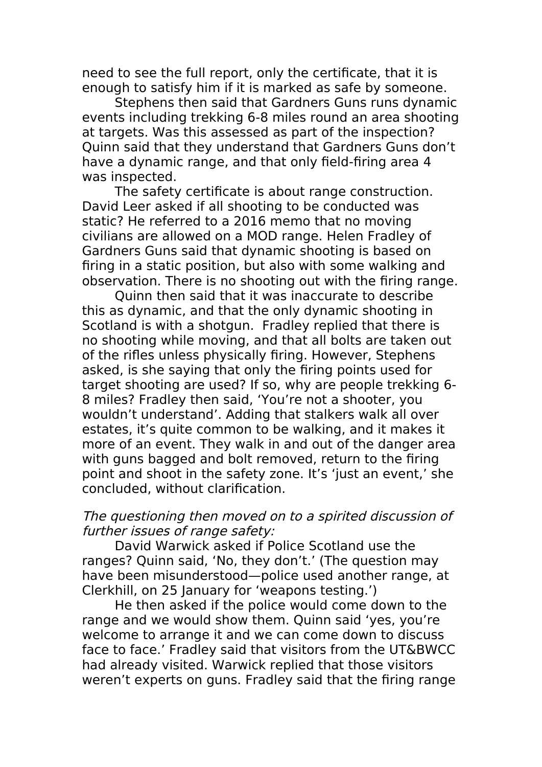need to see the full report, only the certificate, that it is enough to satisfy him if it is marked as safe by someone.

Stephens then said that Gardners Guns runs dynamic events including trekking 6-8 miles round an area shooting at targets. Was this assessed as part of the inspection? Quinn said that they understand that Gardners Guns don't have a dynamic range, and that only field-firing area 4 was inspected.

The safety certificate is about range construction. David Leer asked if all shooting to be conducted was static? He referred to a 2016 memo that no moving civilians are allowed on a MOD range. Helen Fradley of Gardners Guns said that dynamic shooting is based on firing in a static position, but also with some walking and observation. There is no shooting out with the firing range.

Quinn then said that it was inaccurate to describe this as dynamic, and that the only dynamic shooting in Scotland is with a shotgun. Fradley replied that there is no shooting while moving, and that all bolts are taken out of the rifles unless physically firing. However, Stephens asked, is she saying that only the firing points used for target shooting are used? If so, why are people trekking 6-8 miles? Fradley then said, 'You're not a shooter, you wouldn't understand'. Adding that stalkers walk all over estates, it's quite common to be walking, and it makes it more of an event. They walk in and out of the danger area with guns bagged and bolt removed, return to the firing point and shoot in the safety zone. It's 'just an event,' she concluded, without clarification.

*The questioning then moved on to a spirited discussion of further issues of range safety:*

David Warwick asked if Police Scotland use the ranges? Quinn said, 'No, they don't.' (The question may have been misunderstood—police used another range, at Clerkhill, on 25 January for 'weapons testing.')

He then asked if the police would come down to the range and we would show them. Quinn said 'yes, you're welcome to arrange it and we can come down to discuss face to face.' Fradley said that visitors from the UT&BWCC had already visited. Warwick replied that those visitors weren't experts on guns. Fradley said that the firing range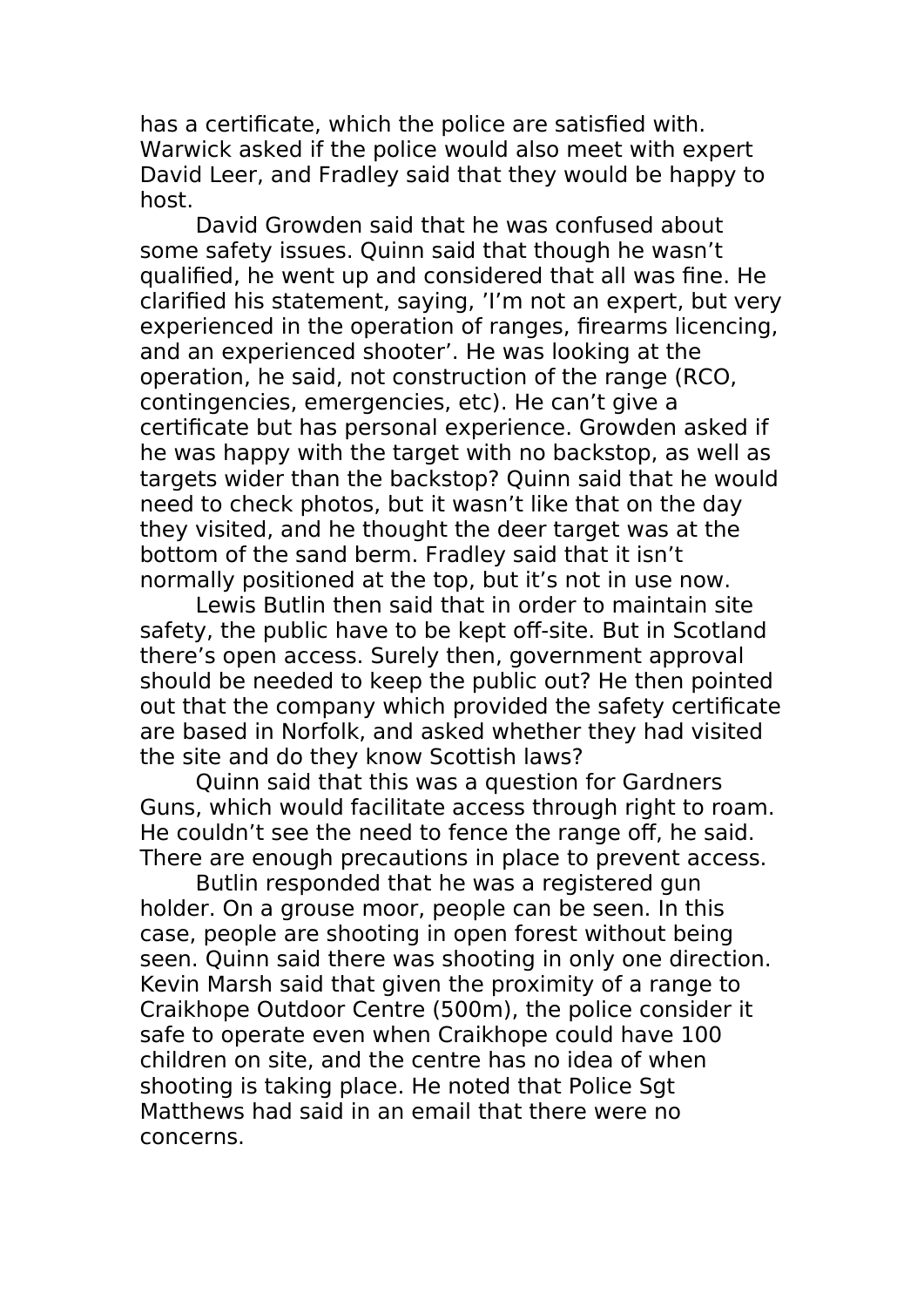has a certificate, which the police are satisfied with. Warwick asked if the police would also meet with expert David Leer, and Fradley said that they would be happy to host.

David Growden said that he was confused about some safety issues. Quinn said that though he wasn't qualified, he went up and considered that all was fine. He clarified his statement, saying, 'I'm not an expert, but very experienced in the operation of ranges, firearms licencing, and an experienced shooter'. He was looking at the operation, he said, not construction of the range (RCO, contingencies, emergencies, etc). He can't give a certificate but has personal experience. Growden asked if he was happy with the target with no backstop, as well as targets wider than the backstop? Quinn said that he would need to check photos, but it wasn't like that on the day they visited, and he thought the deer target was at the bottom of the sand berm. Fradley said that it isn't normally positioned at the top, but it's not in use now.

Lewis Butlin then said that in order to maintain site safety, the public have to be kept off-site. But in Scotland there's open access. Surely then, government approval should be needed to keep the public out? He then pointed out that the company which provided the safety certificate are based in Norfolk, and asked whether they had visited the site and do they know Scottish laws?

Quinn said that this was a question for Gardners Guns, which would facilitate access through right to roam. He couldn't see the need to fence the range off, he said. There are enough precautions in place to prevent access.

Butlin responded that he was a registered gun holder. On a grouse moor, people can be seen. In this case, people are shooting in open forest without being seen. Quinn said there was shooting in only one direction. Kevin Marsh said that given the proximity of a range to Craikhope Outdoor Centre (500m), the police consider it safe to operate even when Craikhope could have 100 children on site, and the centre has no idea of when shooting is taking place. He noted that Police Sgt Matthews had said in an email that there were no concerns.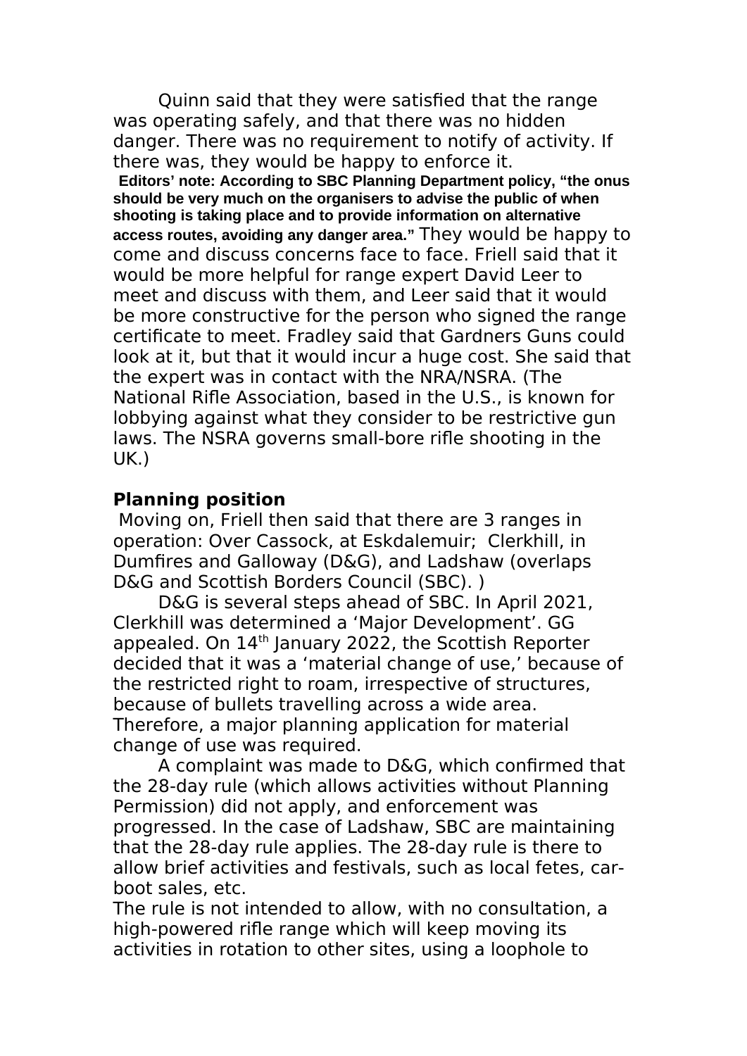Quinn said that they were satisfied that the range was operating safely, and that there was no hidden danger. There was no requirement to notify of activity. If there was, they would be happy to enforce it.

**Editors' note: According to SBC Planning Department policy, "the onus should be very much on the organisers to advise the public of when shooting is taking place and to provide information on alternative access routes, avoiding any danger area."** They would be happy to come and discuss concerns face to face. Friell said that it would be more helpful for range expert David Leer to meet and discuss with them, and Leer said that it would be more constructive for the person who signed the range certificate to meet. Fradley said that Gardners Guns could look at it, but that it would incur a huge cost. She said that the expert was in contact with the NRA/NSRA. (The National Rifle Association, based in the U.S., is known for lobbying against what they consider to be restrictive gun laws. The NSRA governs small-bore rifle shooting in the UK.)

**Planning position**

Moving on, Friell then said that there are 3 ranges in operation: Over Cassock, at Eskdalemuir; Clerkhill, in Dumfires and Galloway (D&G), and Ladshaw (overlaps D&G and Scottish Borders Council (SBC). )

D&G is several steps ahead of SBC. In April 2021, Clerkhill was determined a 'Major Development'. GG appealed. On 14th January 2022, the Scottish Reporter decided that it was a 'material change of use,' because of the restricted right to roam, irrespective of structures, because of bullets travelling across a wide area. Therefore, a major planning application for material change of use was required.

A complaint was made to D&G, which confirmed that the 28-day rule (which allows activities without Planning Permission) did not apply, and enforcement was progressed. In the case of Ladshaw, SBC are maintaining that the 28-day rule applies. The 28-day rule is there to allow brief activities and festivals, such as local fetes, car-boot sales, etc.

The rule is not intended to allow, with no consultation, a high-powered rifle range which will keep moving its activities in rotation to other sites, using a loophole to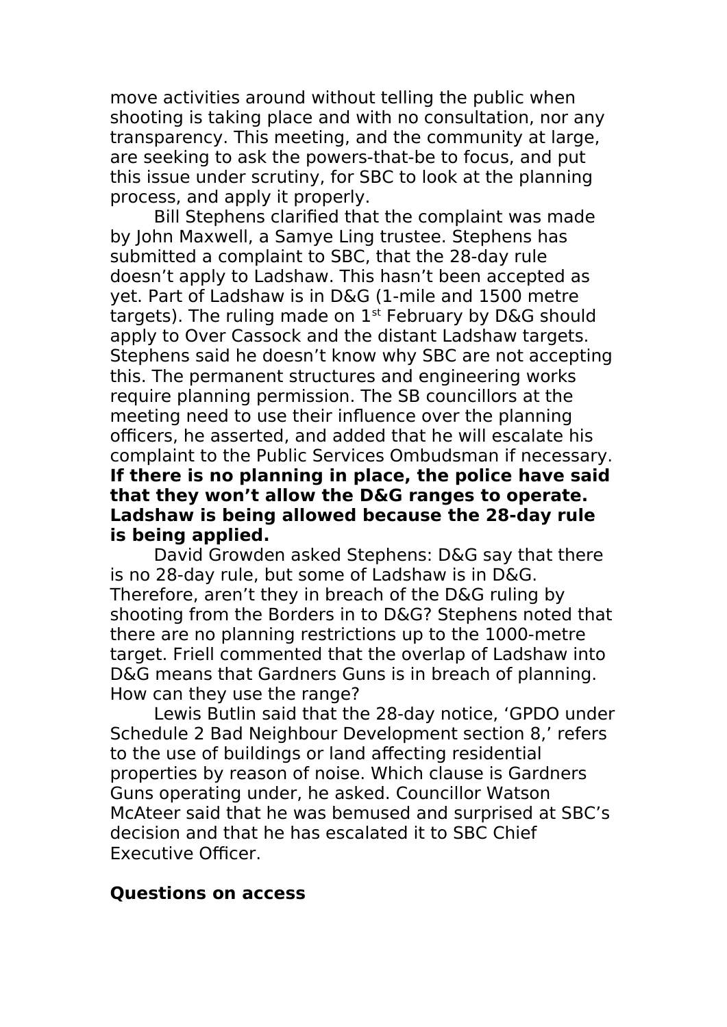move activities around without telling the public when shooting is taking place and with no consultation, nor any transparency. This meeting, and the community at large, are seeking to ask the powers-that-be to focus, and put this issue under scrutiny, for SBC to look at the planning process, and apply it properly.

Bill Stephens clarified that the complaint was made by John Maxwell, a Samye Ling trustee. Stephens has submitted a complaint to SBC, that the 28-day rule doesn't apply to Ladshaw. This hasn't been accepted as yet. Part of Ladshaw is in D&G (1-mile and 1500 metre targets). The ruling made on 1st February by D&G should apply to Over Cassock and the distant Ladshaw targets. Stephens said he doesn't know why SBC are not accepting this. The permanent structures and engineering works require planning permission. The SB councillors at the meeting need to use their influence over the planning officers, he asserted, and added that he will escalate his complaint to the Public Services Ombudsman if necessary. **If there is no planning in place, the police have said that they won't allow the D&G ranges to operate. Ladshaw is being allowed because the 28-day rule is being applied.**

David Growden asked Stephens: D&G say that there is no 28-day rule, but some of Ladshaw is in D&G. Therefore, aren't they in breach of the D&G ruling by shooting from the Borders in to D&G? Stephens noted that there are no planning restrictions up to the 1000-metre target. Friell commented that the overlap of Ladshaw into D&G means that Gardners Guns is in breach of planning. How can they use the range?

Lewis Butlin said that the 28-day notice, 'GPDO under Schedule 2 Bad Neighbour Development section 8,' refers to the use of buildings or land affecting residential properties by reason of noise. Which clause is Gardners Guns operating under, he asked. Councillor Watson McAteer said that he was bemused and surprised at SBC's decision and that he has escalated it to SBC Chief Executive Officer.

**Questions on access**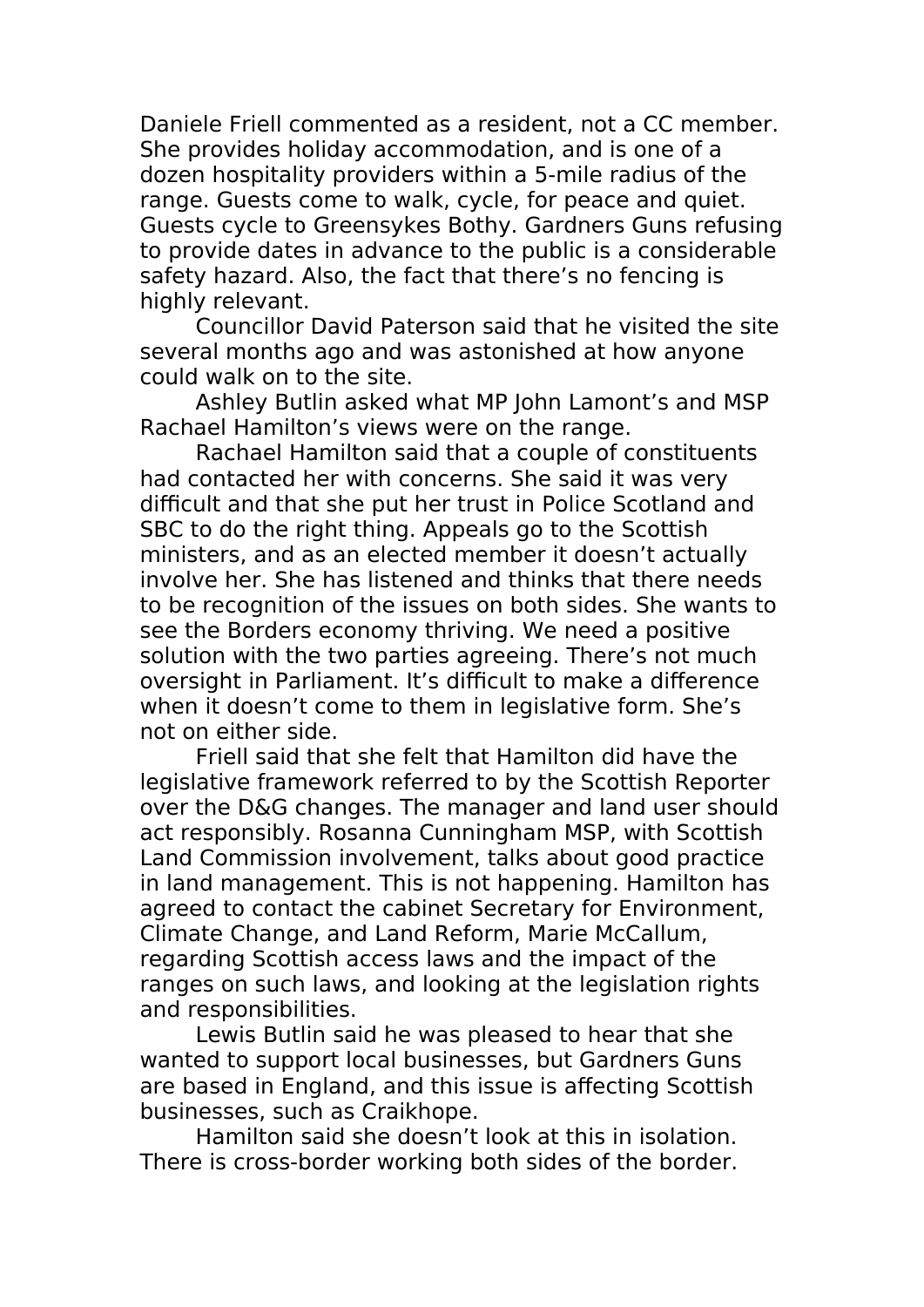Daniele Friell commented as a resident, not a CC member. She provides holiday accommodation, and is one of a dozen hospitality providers within a 5-mile radius of the range. Guests come to walk, cycle, for peace and quiet. Guests cycle to Greensykes Bothy. Gardners Guns refusing to provide dates in advance to the public is a considerable safety hazard. Also, the fact that there's no fencing is highly relevant.

Councillor David Paterson said that he visited the site several months ago and was astonished at how anyone could walk on to the site.

Ashley Butlin asked what MP John Lamont's and MSP Rachael Hamilton's views were on the range.

Rachael Hamilton said that a couple of constituents had contacted her with concerns. She said it was very difficult and that she put her trust in Police Scotland and SBC to do the right thing. Appeals go to the Scottish ministers, and as an elected member it doesn't actually involve her. She has listened and thinks that there needs to be recognition of the issues on both sides. She wants to see the Borders economy thriving. We need a positive solution with the two parties agreeing. There's not much oversight in Parliament. It's difficult to make a difference when it doesn't come to them in legislative form. She's not on either side.

Friell said that she felt that Hamilton did have the legislative framework referred to by the Scottish Reporter over the D&G changes. The manager and land user should act responsibly. Rosanna Cunningham MSP, with Scottish Land Commission involvement, talks about good practice in land management. This is not happening. Hamilton has agreed to contact the cabinet Secretary for Environment, Climate Change, and Land Reform, Marie McCallum, regarding Scottish access laws and the impact of the ranges on such laws, and looking at the legislation rights and responsibilities.

Lewis Butlin said he was pleased to hear that she wanted to support local businesses, but Gardners Guns are based in England, and this issue is affecting Scottish businesses, such as Craikhope.

Hamilton said she doesn't look at this in isolation. There is cross-border working both sides of the border.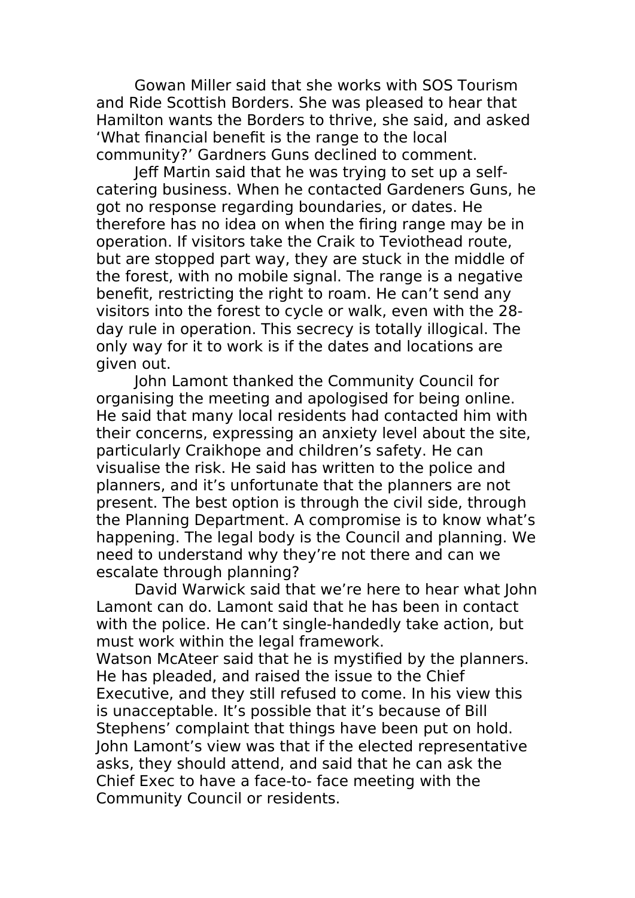Gowan Miller said that she works with SOS Tourism and Ride Scottish Borders. She was pleased to hear that Hamilton wants the Borders to thrive, she said, and asked 'What financial benefit is the range to the local community?' Gardners Guns declined to comment.

Jeff Martin said that he was trying to set up a self-catering business. When he contacted Gardeners Guns, he got no response regarding boundaries, or dates. He therefore has no idea on when the firing range may be in operation. If visitors take the Craik to Teviothead route, but are stopped part way, they are stuck in the middle of the forest, with no mobile signal. The range is a negative benefit, restricting the right to roam. He can't send any visitors into the forest to cycle or walk, even with the 28-day rule in operation. This secrecy is totally illogical. The only way for it to work is if the dates and locations are given out.

John Lamont thanked the Community Council for organising the meeting and apologised for being online. He said that many local residents had contacted him with their concerns, expressing an anxiety level about the site, particularly Craikhope and children's safety. He can visualise the risk. He said has written to the police and planners, and it's unfortunate that the planners are not present. The best option is through the civil side, through the Planning Department. A compromise is to know what's happening. The legal body is the Council and planning. We need to understand why they're not there and can we escalate through planning?

David Warwick said that we're here to hear what John Lamont can do. Lamont said that he has been in contact with the police. He can't single-handedly take action, but must work within the legal framework.

Watson McAteer said that he is mystified by the planners. He has pleaded, and raised the issue to the Chief Executive, and they still refused to come. In his view this is unacceptable. It's possible that it's because of Bill Stephens' complaint that things have been put on hold. John Lamont's view was that if the elected representative asks, they should attend, and said that he can ask the Chief Exec to have a face-to- face meeting with the Community Council or residents.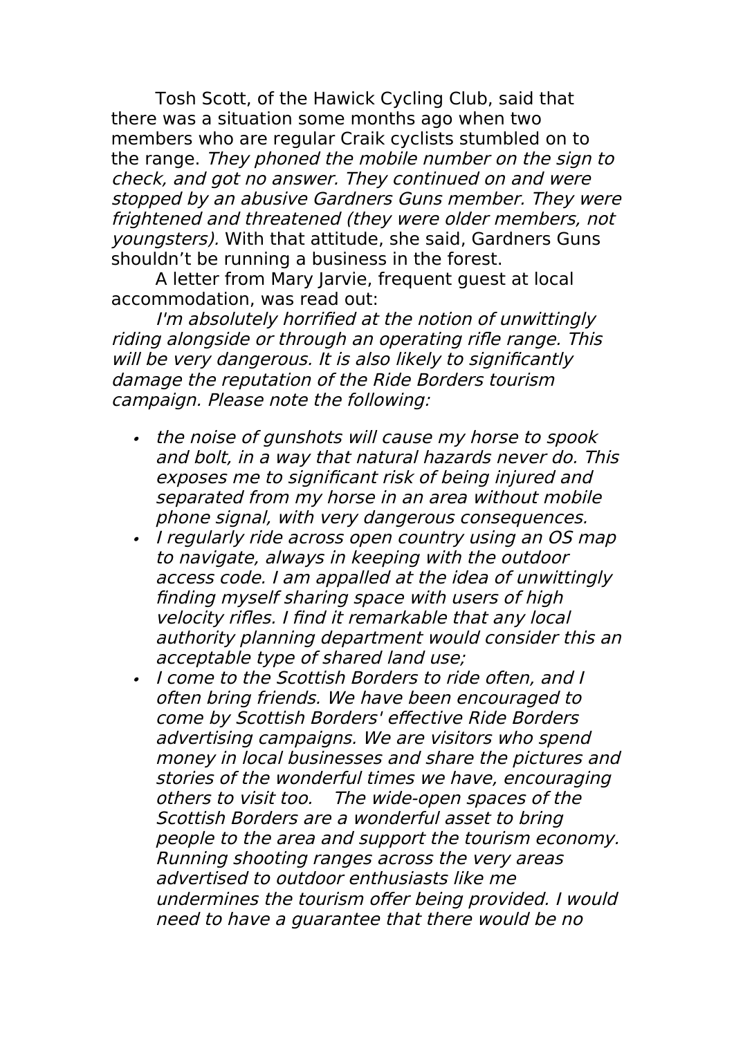Tosh Scott, of the Hawick Cycling Club, said that there was a situation some months ago when two members who are regular Craik cyclists stumbled on to the range. *They phoned the mobile number on the sign to check, and got no answer. They continued on and were stopped by an abusive Gardners Guns member. They were frightened and threatened (they were older members, not youngsters).* With that attitude, she said, Gardners Guns shouldn't be running a business in the forest.

A letter from Mary Jarvie, frequent guest at local accommodation, was read out:

*I'm absolutely horrified at the notion of unwittingly riding alongside or through an operating rifle range. This will be very dangerous. It is also likely to significantly damage the reputation of the Ride Borders tourism campaign. Please note the following:*

- *the noise of gunshots will cause my horse to spook and bolt, in a way that natural hazards never do. This exposes me to significant risk of being injured and separated from my horse in an area without mobile phone signal, with very dangerous consequences.*
- *I regularly ride across open country using an OS map to navigate, always in keeping with the outdoor access code. I am appalled at the idea of unwittingly finding myself sharing space with users of high velocity rifles. I find it remarkable that any local authority planning department would consider this an acceptable type of shared land use;*
- *I come to the Scottish Borders to ride often, and I often bring friends. We have been encouraged to come by Scottish Borders' effective Ride Borders advertising campaigns. We are visitors who spend money in local businesses and share the pictures and stories of the wonderful times we have, encouraging others to visit too. The wide-open spaces of the Scottish Borders are a wonderful asset to bring people to the area and support the tourism economy. Running shooting ranges across the very areas advertised to outdoor enthusiasts like me undermines the tourism offer being provided. I would need to have a guarantee that there would be no*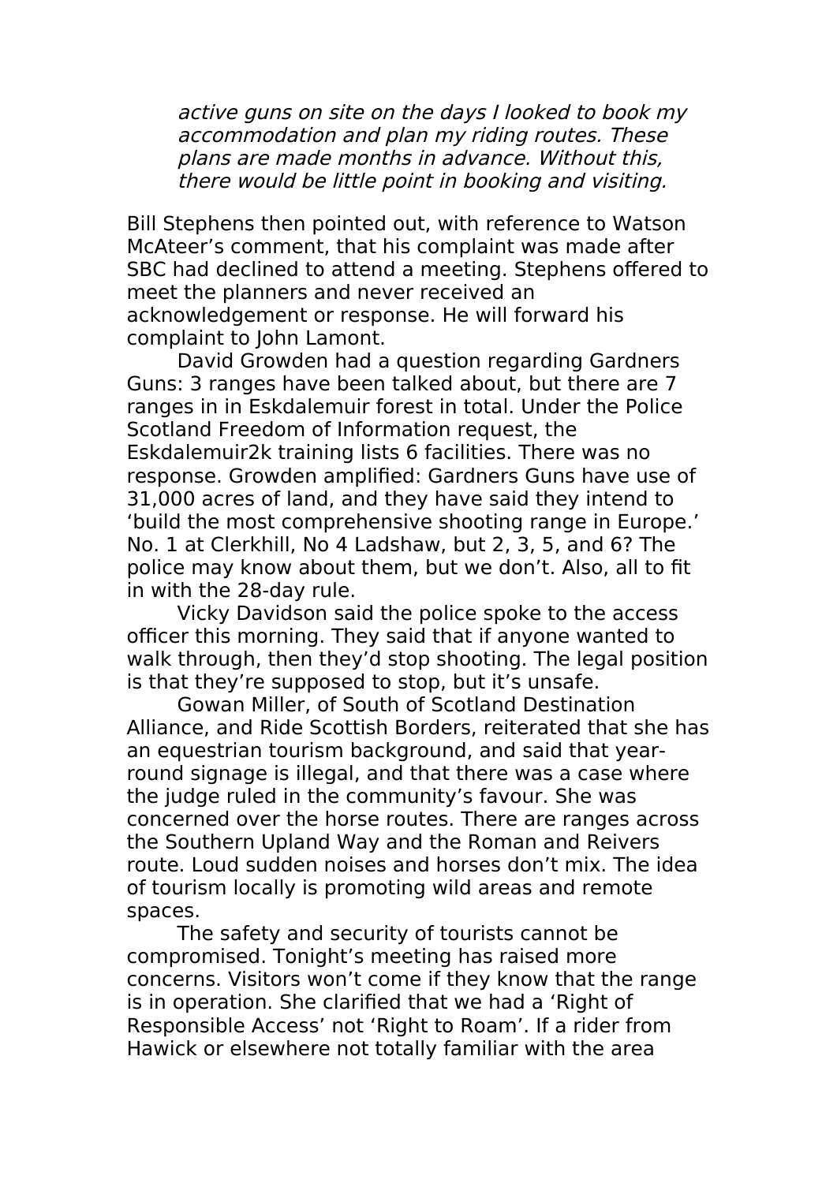*active guns on site on the days I looked to book my accommodation and plan my riding routes. These plans are made months in advance. Without this, there would be little point in booking and visiting.*

Bill Stephens then pointed out, with reference to Watson McAteer's comment, that his complaint was made after SBC had declined to attend a meeting. Stephens offered to meet the planners and never received an acknowledgement or response. He will forward his complaint to John Lamont.

David Growden had a question regarding Gardners Guns: 3 ranges have been talked about, but there are 7 ranges in in Eskdalemuir forest in total. Under the Police Scotland Freedom of Information request, the Eskdalemuir2k training lists 6 facilities. There was no response. Growden amplified: Gardners Guns have use of 31,000 acres of land, and they have said they intend to 'build the most comprehensive shooting range in Europe.' No. 1 at Clerkhill, No 4 Ladshaw, but 2, 3, 5, and 6? The police may know about them, but we don't. Also, all to fit in with the 28-day rule.

Vicky Davidson said the police spoke to the access officer this morning. They said that if anyone wanted to walk through, then they'd stop shooting. The legal position is that they're supposed to stop, but it's unsafe.

Gowan Miller, of South of Scotland Destination Alliance, and Ride Scottish Borders, reiterated that she has an equestrian tourism background, and said that year-round signage is illegal, and that there was a case where the judge ruled in the community's favour. She was concerned over the horse routes. There are ranges across the Southern Upland Way and the Roman and Reivers route. Loud sudden noises and horses don't mix. The idea of tourism locally is promoting wild areas and remote spaces.

The safety and security of tourists cannot be compromised. Tonight's meeting has raised more concerns. Visitors won't come if they know that the range is in operation. She clarified that we had a 'Right of Responsible Access' not 'Right to Roam'. If a rider from Hawick or elsewhere not totally familiar with the area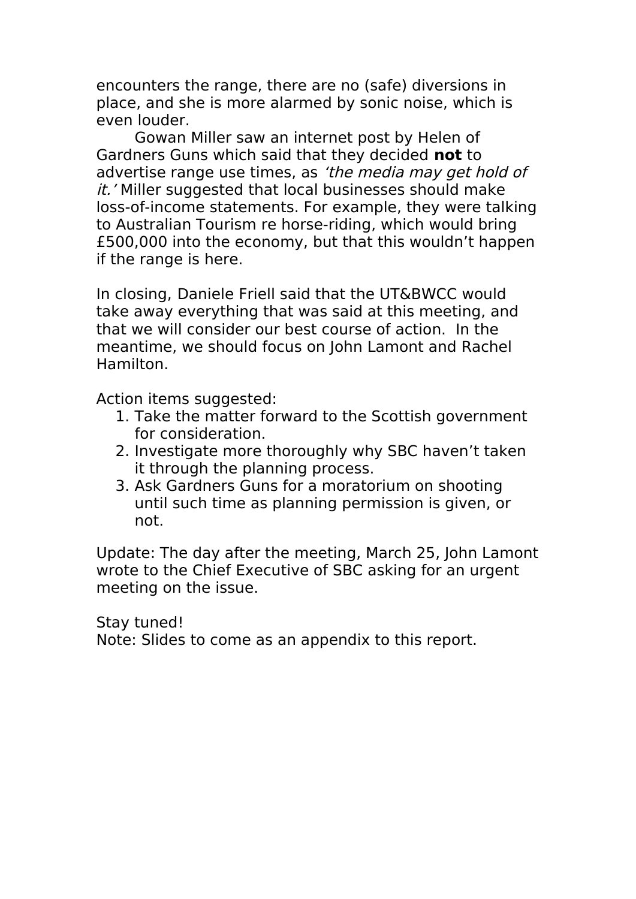encounters the range, there are no (safe) diversions in place, and she is more alarmed by sonic noise, which is even louder.

Gowan Miller saw an internet post by Helen of Gardners Guns which said that they decided **not** to advertise range use times, as *'the media may get hold of it.'* Miller suggested that local businesses should make loss-of-income statements. For example, they were talking to Australian Tourism re horse-riding, which would bring £500,000 into the economy, but that this wouldn't happen if the range is here.

In closing, Daniele Friell said that the UT&BWCC would take away everything that was said at this meeting, and that we will consider our best course of action. In the meantime, we should focus on John Lamont and Rachel Hamilton.

Action items suggested:

1. Take the matter forward to the Scottish government for consideration.
2. Investigate more thoroughly why SBC haven't taken it through the planning process.
3. Ask Gardners Guns for a moratorium on shooting until such time as planning permission is given, or not.

Update: The day after the meeting, March 25, John Lamont wrote to the Chief Executive of SBC asking for an urgent meeting on the issue.

Stay tuned!
Note: Slides to come as an appendix to this report.